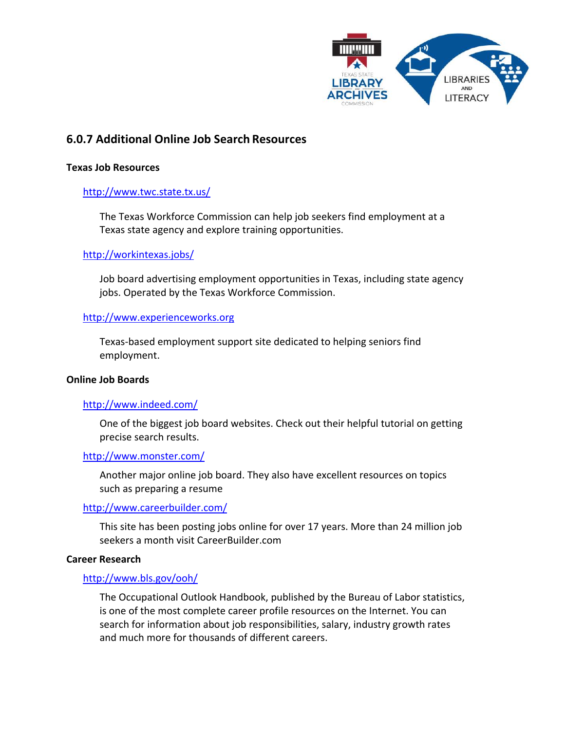## 6.0.7 Additional Online Job Search Resources

**Texas Job Resources**

http://www.twc.state.tx.us/

The Texas Workforce Commission can help job seekers find employment at a Texas state agency and explore training opportunities.

http://workintexas.jobs/

Job board advertising employment opportunities in Texas, including state agency jobs. Operated by the Texas Workforce Commission.

http://www.experienceworks.org

Texas-based employment support site dedicated to helping seniors find employment.

**Online Job Boards**

http://www.indeed.com/

One of the biggest job board websites. Check out their helpful tutorial on getting precise search results.

http://www.monster.com/

Another major online job board. They also have excellent resources on topics such as preparing a resume

http://www.careerbuilder.com/

This site has been posting jobs online for over 17 years. More than 24 million job seekers a month visit CareerBuilder.com

**Career Research**

http://www.bls.gov/ooh/

The Occupational Outlook Handbook, published by the Bureau of Labor statistics, is one of the most complete career profile resources on the Internet. You can search for information about job responsibilities, salary, industry growth rates and much more for thousands of different careers.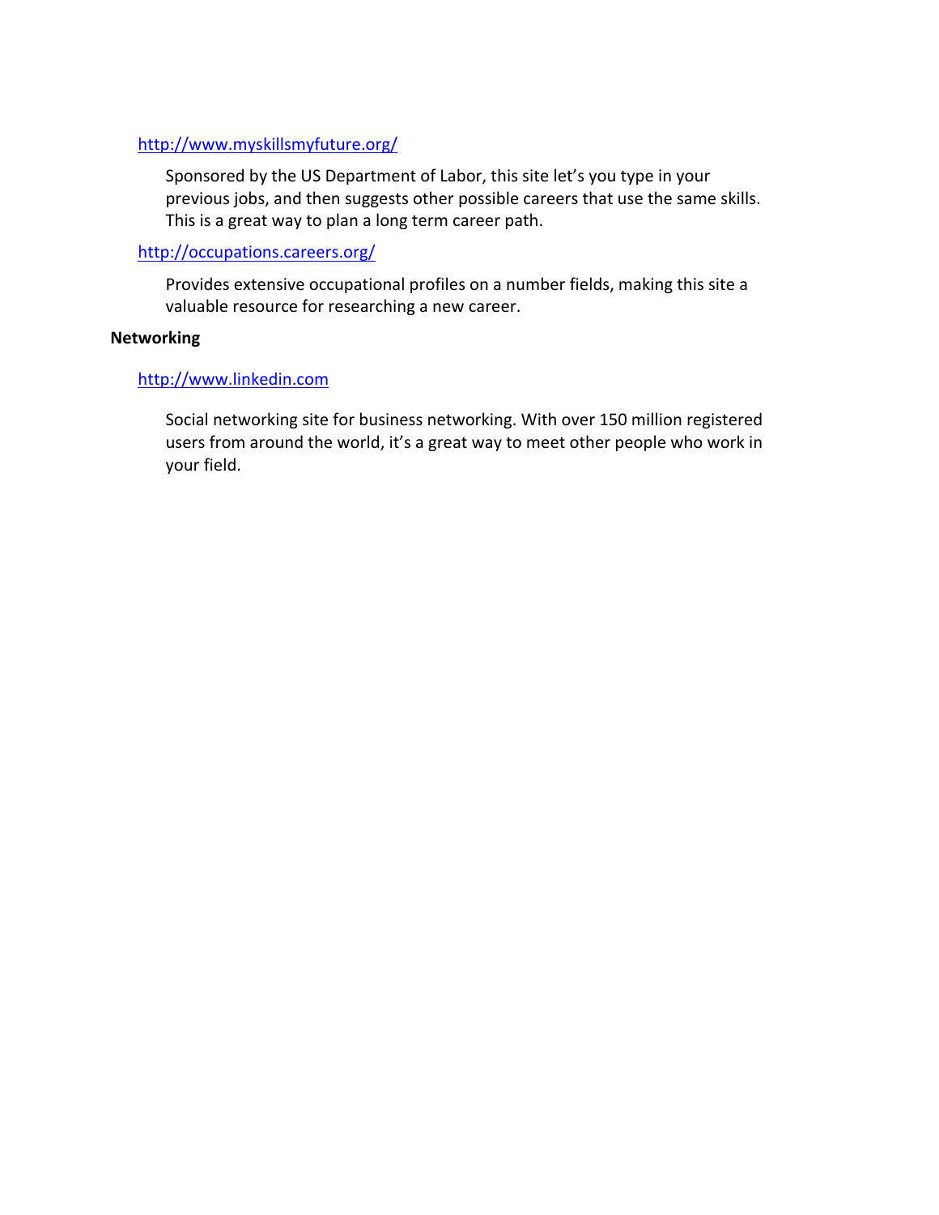http://www.myskillsmyfuture.org/

Sponsored by the US Department of Labor, this site let's you type in your previous jobs, and then suggests other possible careers that use the same skills. This is a great way to plan a long term career path.

http://occupations.careers.org/

Provides extensive occupational profiles on a number fields, making this site a valuable resource for researching a new career.

**Networking**

http://www.linkedin.com

Social networking site for business networking. With over 150 million registered users from around the world, it's a great way to meet other people who work in your field.